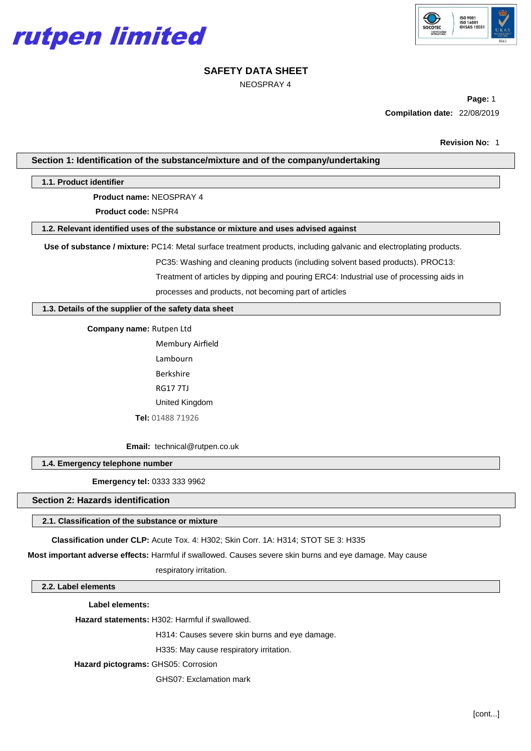rutpen limited

# SAFETY DATA SHEET

NEOSPRAY 4

**Compilation date:** 22/08/2019

**Revision No:** 1

## Section 1: Identification of the substance/mixture and of the company/undertaking

### 1.1. Product identifier

**Product name:** NEOSPRAY 4

**Product code:** NSPR4

### 1.2. Relevant identified uses of the substance or mixture and uses advised against

**Use of substance / mixture:** PC14: Metal surface treatment products, including galvanic and electroplating products. PC35: Washing and cleaning products (including solvent based products). PROC13: Treatment of articles by dipping and pouring ERC4: Industrial use of processing aids in processes and products, not becoming part of articles

### 1.3. Details of the supplier of the safety data sheet

**Company name:** Rutpen Ltd

Membury Airfield

Lambourn

Berkshire

RG17 7TJ

United Kingdom

**Tel:** 01488 71926

**Email:** technical@rutpen.co.uk

### 1.4. Emergency telephone number

**Emergency tel:** 0333 333 9962

## Section 2: Hazards identification

### 2.1. Classification of the substance or mixture

**Classification under CLP:** Acute Tox. 4: H302; Skin Corr. 1A: H314; STOT SE 3: H335

**Most important adverse effects:** Harmful if swallowed. Causes severe skin burns and eye damage. May cause respiratory irritation.

### 2.2. Label elements

**Label elements:**

**Hazard statements:** H302: Harmful if swallowed.

H314: Causes severe skin burns and eye damage.

H335: May cause respiratory irritation.

**Hazard pictograms:** GHS05: Corrosion

GHS07: Exclamation mark

[cont...]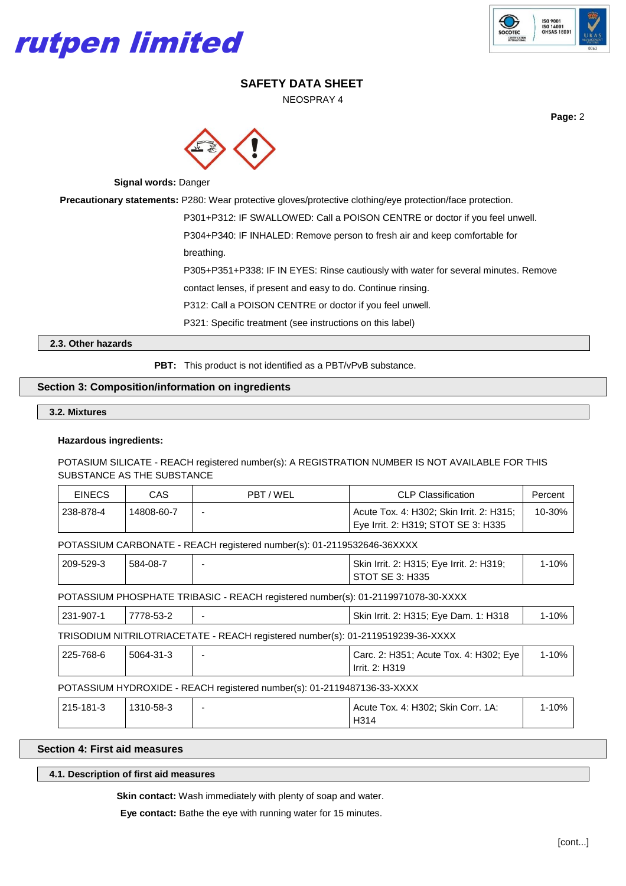**Signal words:** Danger

**Precautionary statements:** P280: Wear protective gloves/protective clothing/eye protection/face protection.

P301+P312: IF SWALLOWED: Call a POISON CENTRE or doctor if you feel unwell.

P304+P340: IF INHALED: Remove person to fresh air and keep comfortable for breathing.

P305+P351+P338: IF IN EYES: Rinse cautiously with water for several minutes. Remove contact lenses, if present and easy to do. Continue rinsing.

P312: Call a POISON CENTRE or doctor if you feel unwell.

P321: Specific treatment (see instructions on this label)

### 2.3. Other hazards

**PBT:** This product is not identified as a PBT/vPvB substance.

## Section 3: Composition/information on ingredients

### 3.2. Mixtures

**Hazardous ingredients:**

POTASIUM SILICATE - REACH registered number(s): A REGISTRATION NUMBER IS NOT AVAILABLE FOR THIS SUBSTANCE AS THE SUBSTANCE

| EINECS | CAS | PBT / WEL | CLP Classification | Percent |
|---|---|---|---|---|
| 238-878-4 | 14808-60-7 | - | Acute Tox. 4: H302; Skin Irrit. 2: H315; Eye Irrit. 2: H319; STOT SE 3: H335 | 10-30% |

POTASSIUM CARBONATE - REACH registered number(s): 01-2119532646-36XXXX

| EINECS | CAS | PBT / WEL | CLP Classification | Percent |
|---|---|---|---|---|
| 209-529-3 | 584-08-7 | - | Skin Irrit. 2: H315; Eye Irrit. 2: H319; STOT SE 3: H335 | 1-10% |

POTASSIUM PHOSPHATE TRIBASIC - REACH registered number(s): 01-2119971078-30-XXXX

| EINECS | CAS | PBT / WEL | CLP Classification | Percent |
|---|---|---|---|---|
| 231-907-1 | 7778-53-2 | - | Skin Irrit. 2: H315; Eye Dam. 1: H318 | 1-10% |

TRISODIUM NITRILOTRIACETATE - REACH registered number(s): 01-2119519239-36-XXXX

| EINECS | CAS | PBT / WEL | CLP Classification | Percent |
|---|---|---|---|---|
| 225-768-6 | 5064-31-3 | - | Carc. 2: H351; Acute Tox. 4: H302; Eye Irrit. 2: H319 | 1-10% |

POTASSIUM HYDROXIDE - REACH registered number(s): 01-2119487136-33-XXXX

| EINECS | CAS | PBT / WEL | CLP Classification | Percent |
|---|---|---|---|---|
| 215-181-3 | 1310-58-3 | - | Acute Tox. 4: H302; Skin Corr. 1A: H314 | 1-10% |

## Section 4: First aid measures

### 4.1. Description of first aid measures

**Skin contact:** Wash immediately with plenty of soap and water.

**Eye contact:** Bathe the eye with running water for 15 minutes.

[cont...]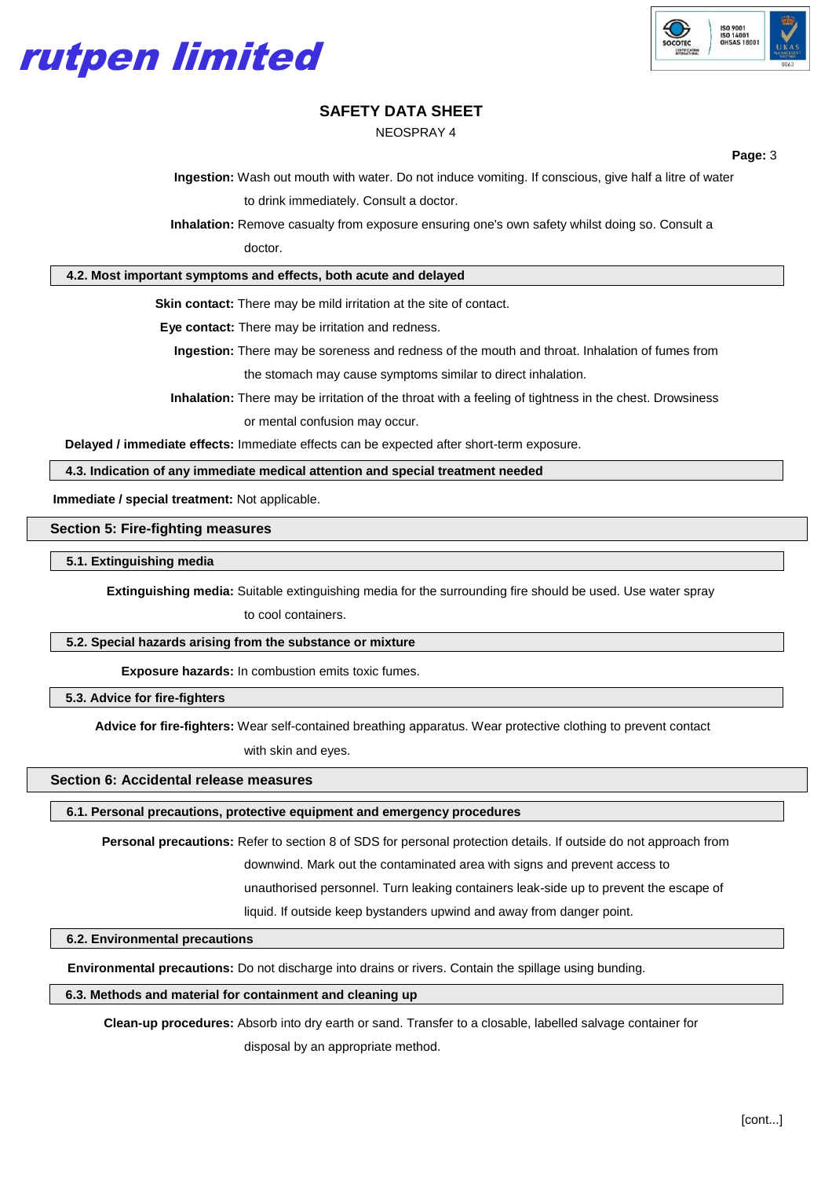**Ingestion:** Wash out mouth with water. Do not induce vomiting. If conscious, give half a litre of water to drink immediately. Consult a doctor.

**Inhalation:** Remove casualty from exposure ensuring one's own safety whilst doing so. Consult a doctor.

### 4.2. Most important symptoms and effects, both acute and delayed

**Skin contact:** There may be mild irritation at the site of contact.

**Eye contact:** There may be irritation and redness.

**Ingestion:** There may be soreness and redness of the mouth and throat. Inhalation of fumes from the stomach may cause symptoms similar to direct inhalation.

**Inhalation:** There may be irritation of the throat with a feeling of tightness in the chest. Drowsiness or mental confusion may occur.

**Delayed / immediate effects:** Immediate effects can be expected after short-term exposure.

### 4.3. Indication of any immediate medical attention and special treatment needed

**Immediate / special treatment:** Not applicable.

## Section 5: Fire-fighting measures

### 5.1. Extinguishing media

**Extinguishing media:** Suitable extinguishing media for the surrounding fire should be used. Use water spray to cool containers.

### 5.2. Special hazards arising from the substance or mixture

**Exposure hazards:** In combustion emits toxic fumes.

### 5.3. Advice for fire-fighters

**Advice for fire-fighters:** Wear self-contained breathing apparatus. Wear protective clothing to prevent contact with skin and eyes.

## Section 6: Accidental release measures

### 6.1. Personal precautions, protective equipment and emergency procedures

**Personal precautions:** Refer to section 8 of SDS for personal protection details. If outside do not approach from downwind. Mark out the contaminated area with signs and prevent access to unauthorised personnel. Turn leaking containers leak-side up to prevent the escape of liquid. If outside keep bystanders upwind and away from danger point.

### 6.2. Environmental precautions

**Environmental precautions:** Do not discharge into drains or rivers. Contain the spillage using bunding.

### 6.3. Methods and material for containment and cleaning up

**Clean-up procedures:** Absorb into dry earth or sand. Transfer to a closable, labelled salvage container for disposal by an appropriate method.

[cont...]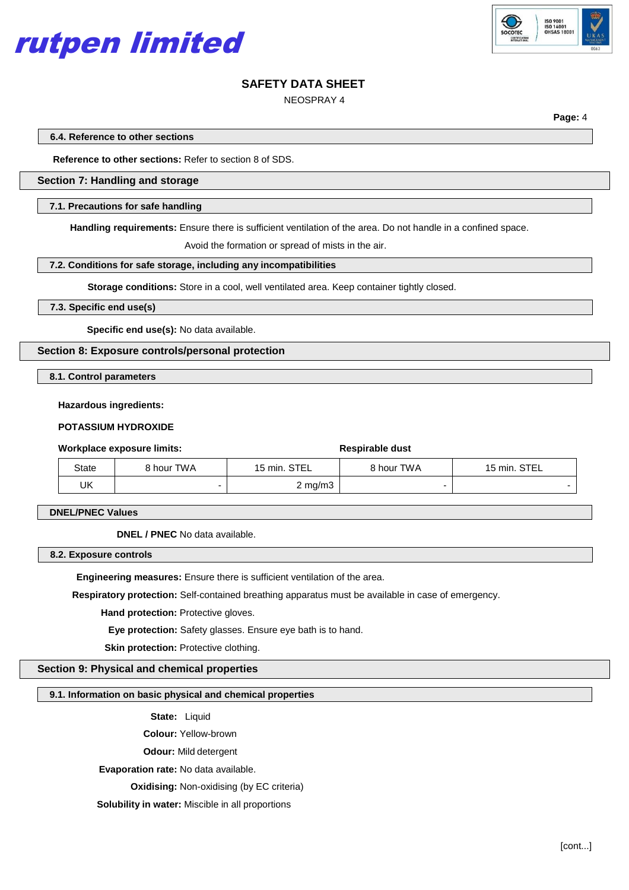### 6.4. Reference to other sections

**Reference to other sections:** Refer to section 8 of SDS.

## Section 7: Handling and storage

### 7.1. Precautions for safe handling

**Handling requirements:** Ensure there is sufficient ventilation of the area. Do not handle in a confined space. Avoid the formation or spread of mists in the air.

### 7.2. Conditions for safe storage, including any incompatibilities

**Storage conditions:** Store in a cool, well ventilated area. Keep container tightly closed.

### 7.3. Specific end use(s)

**Specific end use(s):** No data available.

## Section 8: Exposure controls/personal protection

### 8.1. Control parameters

**Hazardous ingredients:**

**POTASSIUM HYDROXIDE**

**Workplace exposure limits:**

| | Workplace exposure limits | | Respirable dust | |
|---|---|---|---|---|
| State | 8 hour TWA | 15 min. STEL | 8 hour TWA | 15 min. STEL |
| UK | - | 2 mg/m3 | - | - |

### DNEL/PNEC Values

**DNEL / PNEC** No data available.

### 8.2. Exposure controls

**Engineering measures:** Ensure there is sufficient ventilation of the area.

**Respiratory protection:** Self-contained breathing apparatus must be available in case of emergency.

**Hand protection:** Protective gloves.

**Eye protection:** Safety glasses. Ensure eye bath is to hand.

**Skin protection:** Protective clothing.

## Section 9: Physical and chemical properties

### 9.1. Information on basic physical and chemical properties

**State:** Liquid

**Colour:** Yellow-brown

**Odour:** Mild detergent

**Evaporation rate:** No data available.

**Oxidising:** Non-oxidising (by EC criteria)

**Solubility in water:** Miscible in all proportions

[cont...]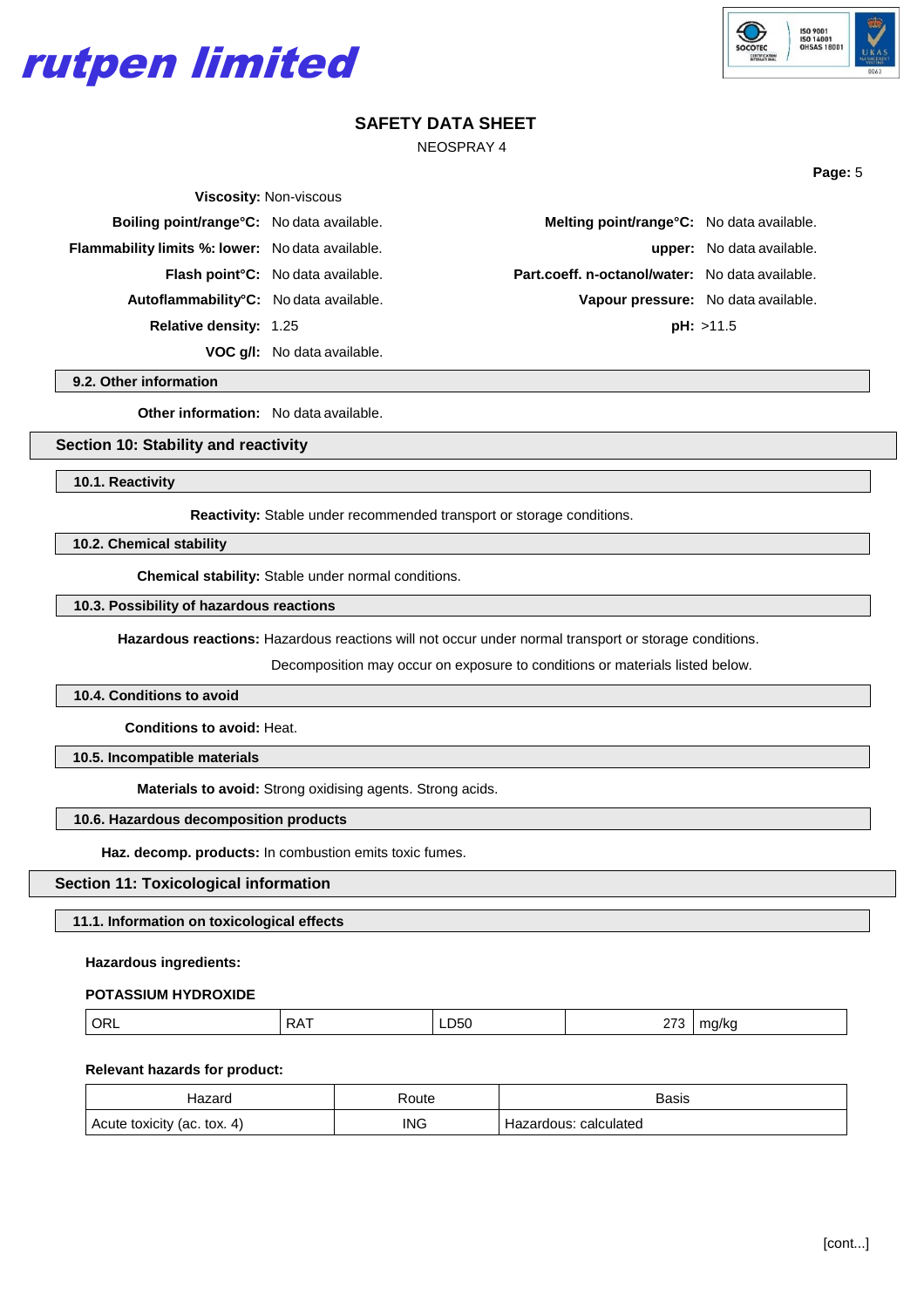**Viscosity:** Non-viscous

**Boiling point/range°C:** No data available.

**Melting point/range°C:** No data available.

**Flammability limits %: lower:** No data available.

**upper:** No data available.

**Flash point°C:** No data available.

**Part.coeff. n-octanol/water:** No data available.

**Autoflammability°C:** No data available.

**Vapour pressure:** No data available.

**Relative density:** 1.25

**pH:** >11.5

**VOC g/l:** No data available.

### 9.2. Other information

**Other information:** No data available.

## Section 10: Stability and reactivity

### 10.1. Reactivity

**Reactivity:** Stable under recommended transport or storage conditions.

### 10.2. Chemical stability

**Chemical stability:** Stable under normal conditions.

### 10.3. Possibility of hazardous reactions

**Hazardous reactions:** Hazardous reactions will not occur under normal transport or storage conditions.

Decomposition may occur on exposure to conditions or materials listed below.

### 10.4. Conditions to avoid

**Conditions to avoid:** Heat.

### 10.5. Incompatible materials

**Materials to avoid:** Strong oxidising agents. Strong acids.

### 10.6. Hazardous decomposition products

**Haz. decomp. products:** In combustion emits toxic fumes.

## Section 11: Toxicological information

### 11.1. Information on toxicological effects

**Hazardous ingredients:**

**POTASSIUM HYDROXIDE**

| ORL | RAT | LD50 | 273 | mg/kg |
|---|---|---|---|---|

**Relevant hazards for product:**

| Hazard | Route | Basis |
|---|---|---|
| Acute toxicity (ac. tox. 4) | ING | Hazardous: calculated |

[cont...]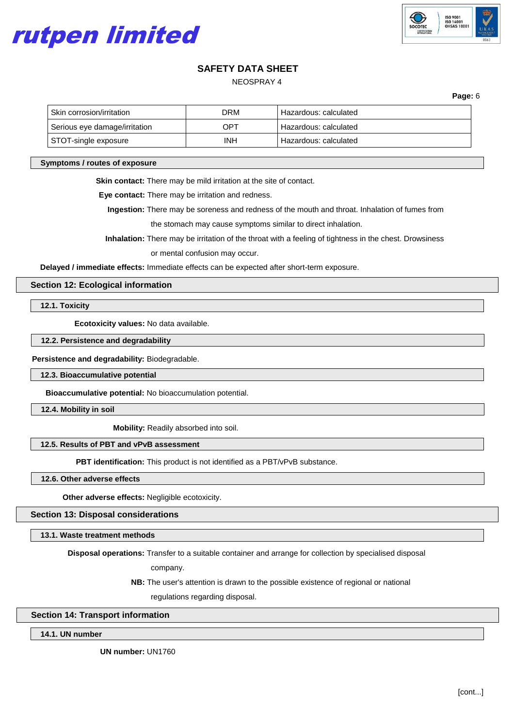| Skin corrosion/irritation | DRM | Hazardous: calculated |
|---|---|---|
| Serious eye damage/irritation | OPT | Hazardous: calculated |
| STOT-single exposure | INH | Hazardous: calculated |

### Symptoms / routes of exposure

**Skin contact:** There may be mild irritation at the site of contact.

**Eye contact:** There may be irritation and redness.

**Ingestion:** There may be soreness and redness of the mouth and throat. Inhalation of fumes from the stomach may cause symptoms similar to direct inhalation.

**Inhalation:** There may be irritation of the throat with a feeling of tightness in the chest. Drowsiness or mental confusion may occur.

**Delayed / immediate effects:** Immediate effects can be expected after short-term exposure.

## Section 12: Ecological information

### 12.1. Toxicity

**Ecotoxicity values:** No data available.

### 12.2. Persistence and degradability

**Persistence and degradability:** Biodegradable.

### 12.3. Bioaccumulative potential

**Bioaccumulative potential:** No bioaccumulation potential.

### 12.4. Mobility in soil

**Mobility:** Readily absorbed into soil.

### 12.5. Results of PBT and vPvB assessment

**PBT identification:** This product is not identified as a PBT/vPvB substance.

### 12.6. Other adverse effects

**Other adverse effects:** Negligible ecotoxicity.

## Section 13: Disposal considerations

### 13.1. Waste treatment methods

**Disposal operations:** Transfer to a suitable container and arrange for collection by specialised disposal company.

**NB:** The user's attention is drawn to the possible existence of regional or national regulations regarding disposal.

## Section 14: Transport information

### 14.1. UN number

**UN number:** UN1760

[cont...]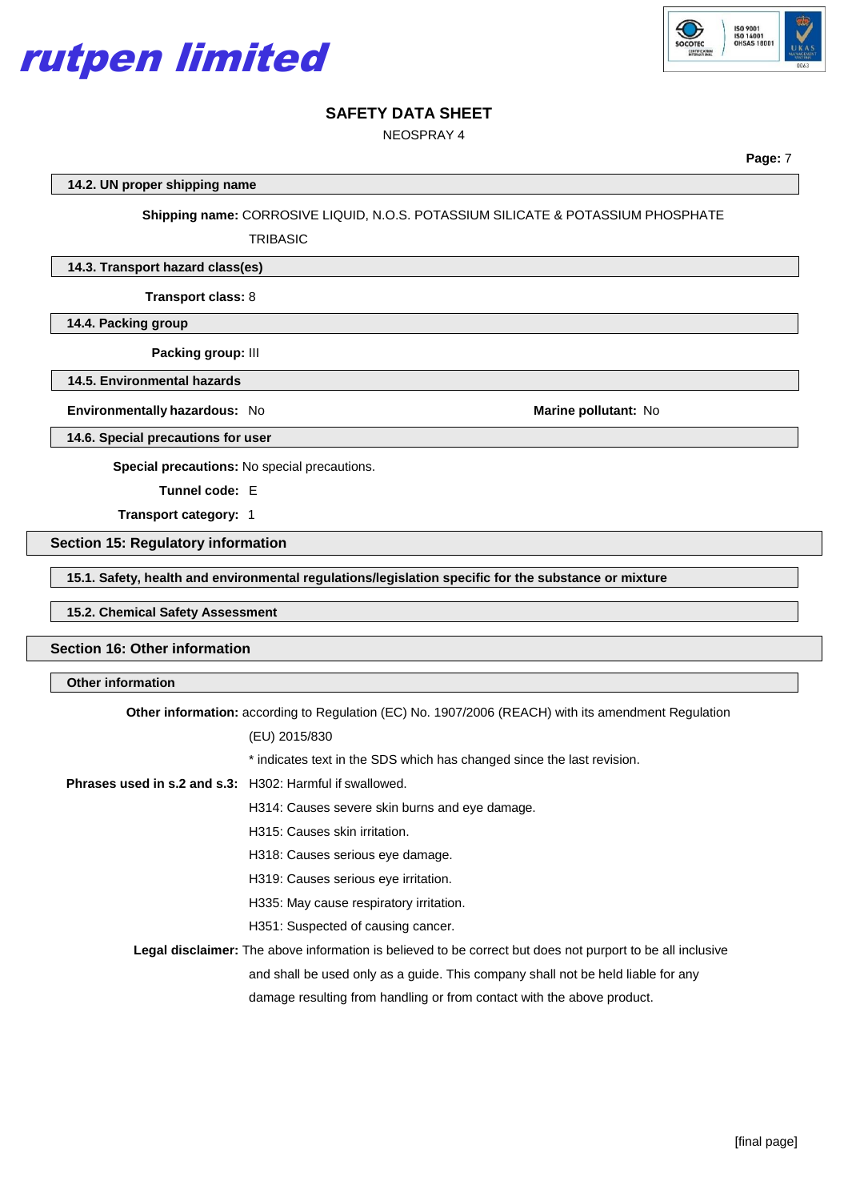### 14.2. UN proper shipping name

**Shipping name:** CORROSIVE LIQUID, N.O.S. POTASSIUM SILICATE & POTASSIUM PHOSPHATE TRIBASIC

### 14.3. Transport hazard class(es)

**Transport class:** 8

### 14.4. Packing group

**Packing group:** III

### 14.5. Environmental hazards

**Environmentally hazardous:** No

**Marine pollutant:** No

### 14.6. Special precautions for user

**Special precautions:** No special precautions.

**Tunnel code:** E

**Transport category:** 1

## Section 15: Regulatory information

### 15.1. Safety, health and environmental regulations/legislation specific for the substance or mixture

### 15.2. Chemical Safety Assessment

## Section 16: Other information

### Other information

**Other information:** according to Regulation (EC) No. 1907/2006 (REACH) with its amendment Regulation (EU) 2015/830

* indicates text in the SDS which has changed since the last revision.

**Phrases used in s.2 and s.3:**
H302: Harmful if swallowed.
H314: Causes severe skin burns and eye damage.
H315: Causes skin irritation.
H318: Causes serious eye damage.
H319: Causes serious eye irritation.
H335: May cause respiratory irritation.
H351: Suspected of causing cancer.

**Legal disclaimer:** The above information is believed to be correct but does not purport to be all inclusive and shall be used only as a guide. This company shall not be held liable for any damage resulting from handling or from contact with the above product.

[final page]